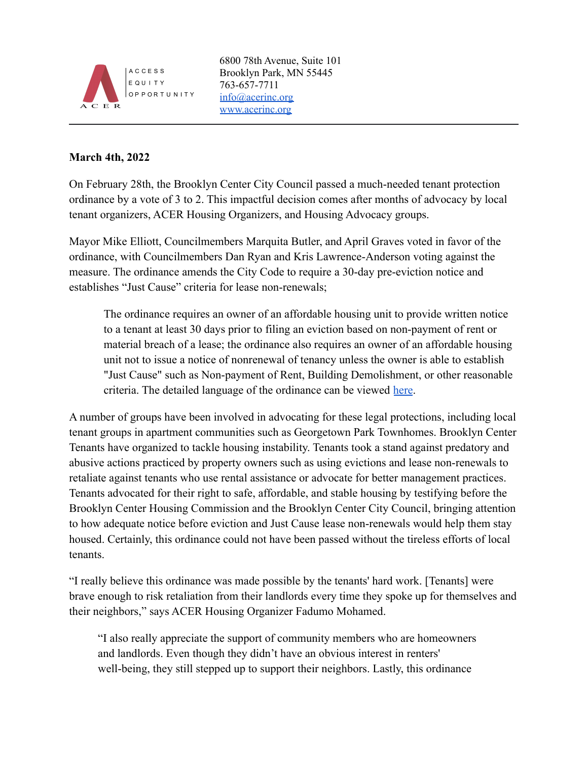ACER | ACCESS EQUITY OPPORTUNITY

6800 78th Avenue, Suite 101
Brooklyn Park, MN 55445
763-657-7711
info@acerinc.org
www.acerinc.org

---

**March 4th, 2022**

On February 28th, the Brooklyn Center City Council passed a much-needed tenant protection ordinance by a vote of 3 to 2. This impactful decision comes after months of advocacy by local tenant organizers, ACER Housing Organizers, and Housing Advocacy groups.

Mayor Mike Elliott, Councilmembers Marquita Butler, and April Graves voted in favor of the ordinance, with Councilmembers Dan Ryan and Kris Lawrence-Anderson voting against the measure. The ordinance amends the City Code to require a 30-day pre-eviction notice and establishes "Just Cause" criteria for lease non-renewals;

> The ordinance requires an owner of an affordable housing unit to provide written notice to a tenant at least 30 days prior to filing an eviction based on non-payment of rent or material breach of a lease; the ordinance also requires an owner of an affordable housing unit not to issue a notice of nonrenewal of tenancy unless the owner is able to establish "Just Cause" such as Non-payment of Rent, Building Demolishment, or other reasonable criteria. The detailed language of the ordinance can be viewed here.

A number of groups have been involved in advocating for these legal protections, including local tenant groups in apartment communities such as Georgetown Park Townhomes. Brooklyn Center Tenants have organized to tackle housing instability. Tenants took a stand against predatory and abusive actions practiced by property owners such as using evictions and lease non-renewals to retaliate against tenants who use rental assistance or advocate for better management practices. Tenants advocated for their right to safe, affordable, and stable housing by testifying before the Brooklyn Center Housing Commission and the Brooklyn Center City Council, bringing attention to how adequate notice before eviction and Just Cause lease non-renewals would help them stay housed. Certainly, this ordinance could not have been passed without the tireless efforts of local tenants.

"I really believe this ordinance was made possible by the tenants' hard work. [Tenants] were brave enough to risk retaliation from their landlords every time they spoke up for themselves and their neighbors," says ACER Housing Organizer Fadumo Mohamed.

> "I also really appreciate the support of community members who are homeowners and landlords. Even though they didn't have an obvious interest in renters' well-being, they still stepped up to support their neighbors. Lastly, this ordinance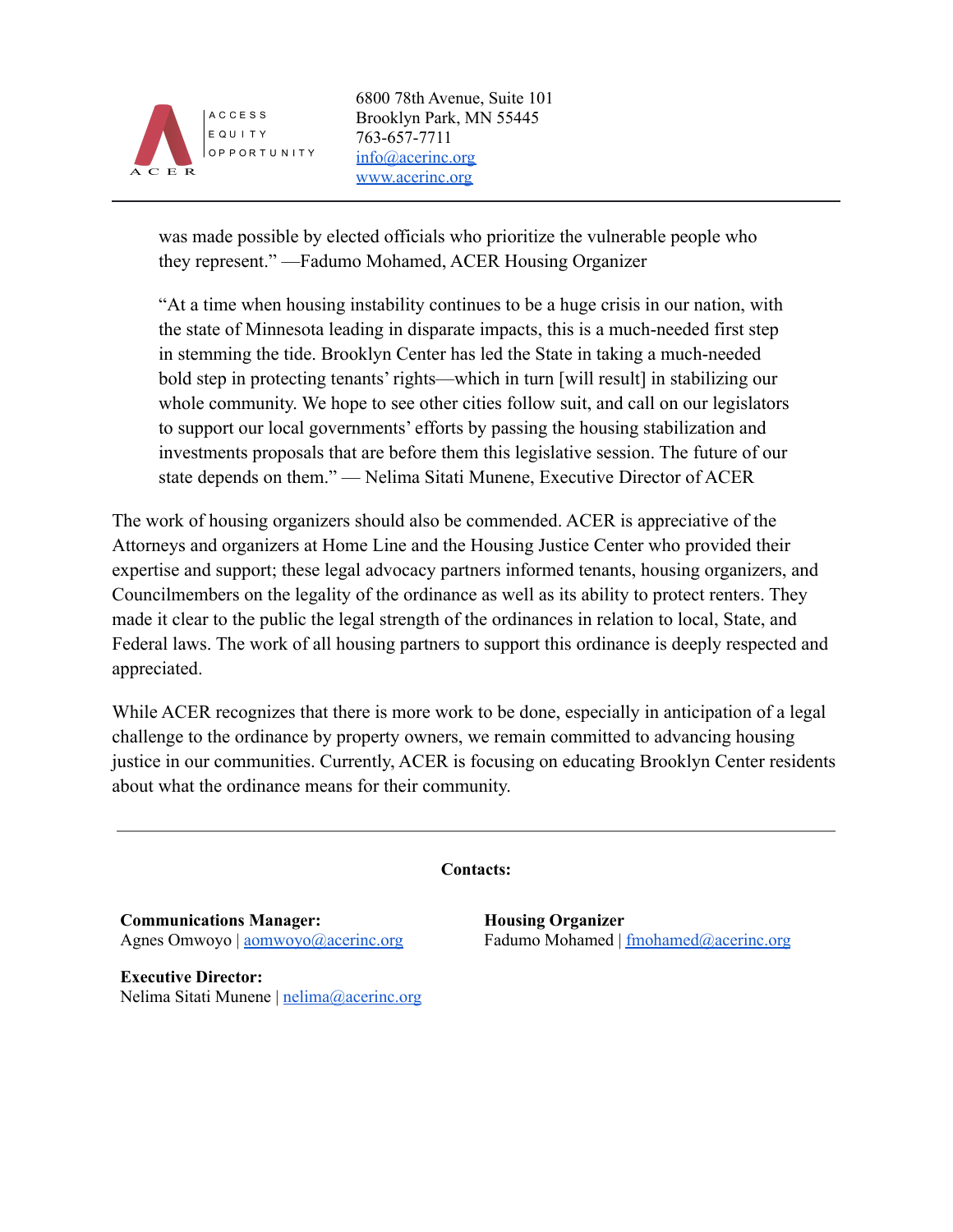ACCESS
EQUITY
OPPORTUNITY
ACER

6800 78th Avenue, Suite 101
Brooklyn Park, MN 55445
763-657-7711
info@acerinc.org
www.acerinc.org

---

> was made possible by elected officials who prioritize the vulnerable people who they represent." —Fadumo Mohamed, ACER Housing Organizer
>
> "At a time when housing instability continues to be a huge crisis in our nation, with the state of Minnesota leading in disparate impacts, this is a much-needed first step in stemming the tide. Brooklyn Center has led the State in taking a much-needed bold step in protecting tenants' rights—which in turn [will result] in stabilizing our whole community. We hope to see other cities follow suit, and call on our legislators to support our local governments' efforts by passing the housing stabilization and investments proposals that are before them this legislative session. The future of our state depends on them." — Nelima Sitati Munene, Executive Director of ACER

The work of housing organizers should also be commended. ACER is appreciative of the Attorneys and organizers at Home Line and the Housing Justice Center who provided their expertise and support; these legal advocacy partners informed tenants, housing organizers, and Councilmembers on the legality of the ordinance as well as its ability to protect renters. They made it clear to the public the legal strength of the ordinances in relation to local, State, and Federal laws. The work of all housing partners to support this ordinance is deeply respected and appreciated.

While ACER recognizes that there is more work to be done, especially in anticipation of a legal challenge to the ordinance by property owners, we remain committed to advancing housing justice in our communities. Currently, ACER is focusing on educating Brooklyn Center residents about what the ordinance means for their community.

---

**Contacts:**

**Communications Manager:**
Agnes Omwoyo | aomwoyo@acerinc.org

**Housing Organizer**
Fadumo Mohamed | fmohamed@acerinc.org

**Executive Director:**
Nelima Sitati Munene | nelima@acerinc.org